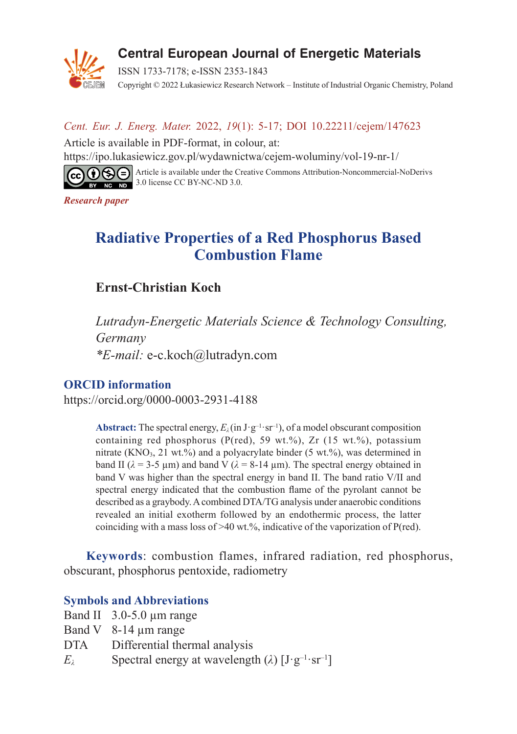**Central European Journal of Energetic Materials**

ISSN 1733-7178; e-ISSN 2353-1843

Copyright © 2022 Łukasiewicz Research Network – Institute of Industrial Organic Chemistry, Poland

*Cent. Eur. J. Energ. Mater.* 2022, *19*(1): 5-17; DOI 10.22211/cejem/147623

Article is available in PDF-format, in colour, at:
https://ipo.lukasiewicz.gov.pl/wydawnictwa/cejem-woluminy/vol-19-nr-1/

Article is available under the Creative Commons Attribution-Noncommercial-NoDerivs 3.0 license CC BY-NC-ND 3.0.

***Research paper***

# Radiative Properties of a Red Phosphorus Based Combustion Flame

**Ernst-Christian Koch**

*Lutradyn-Energetic Materials Science & Technology Consulting, Germany*
*\*E-mail:* e-c.koch@lutradyn.com

## ORCID information

https://orcid.org/0000-0003-2931-4188

**Abstract:** The spectral energy, $E_\lambda$ (in $J\cdot g^{-1}\cdot sr^{-1}$), of a model obscurant composition containing red phosphorus (P(red), 59 wt.%), Zr (15 wt.%), potassium nitrate ($KNO_3$, 21 wt.%) and a polyacrylate binder (5 wt.%), was determined in band II ($\lambda$ = 3-5 µm) and band V ($\lambda$ = 8-14 µm). The spectral energy obtained in band V was higher than the spectral energy in band II. The band ratio V/II and spectral energy indicated that the combustion flame of the pyrolant cannot be described as a graybody. A combined DTA/TG analysis under anaerobic conditions revealed an initial exotherm followed by an endothermic process, the latter coinciding with a mass loss of >40 wt.%, indicative of the vaporization of P(red).

**Keywords**: combustion flames, infrared radiation, red phosphorus, obscurant, phosphorus pentoxide, radiometry

## Symbols and Abbreviations

| | |
|---|---|
| Band II | 3.0-5.0 µm range |
| Band V | 8-14 µm range |
| DTA | Differential thermal analysis |
| $E_\lambda$ | Spectral energy at wavelength ($\lambda$) [$J\cdot g^{-1}\cdot sr^{-1}$] |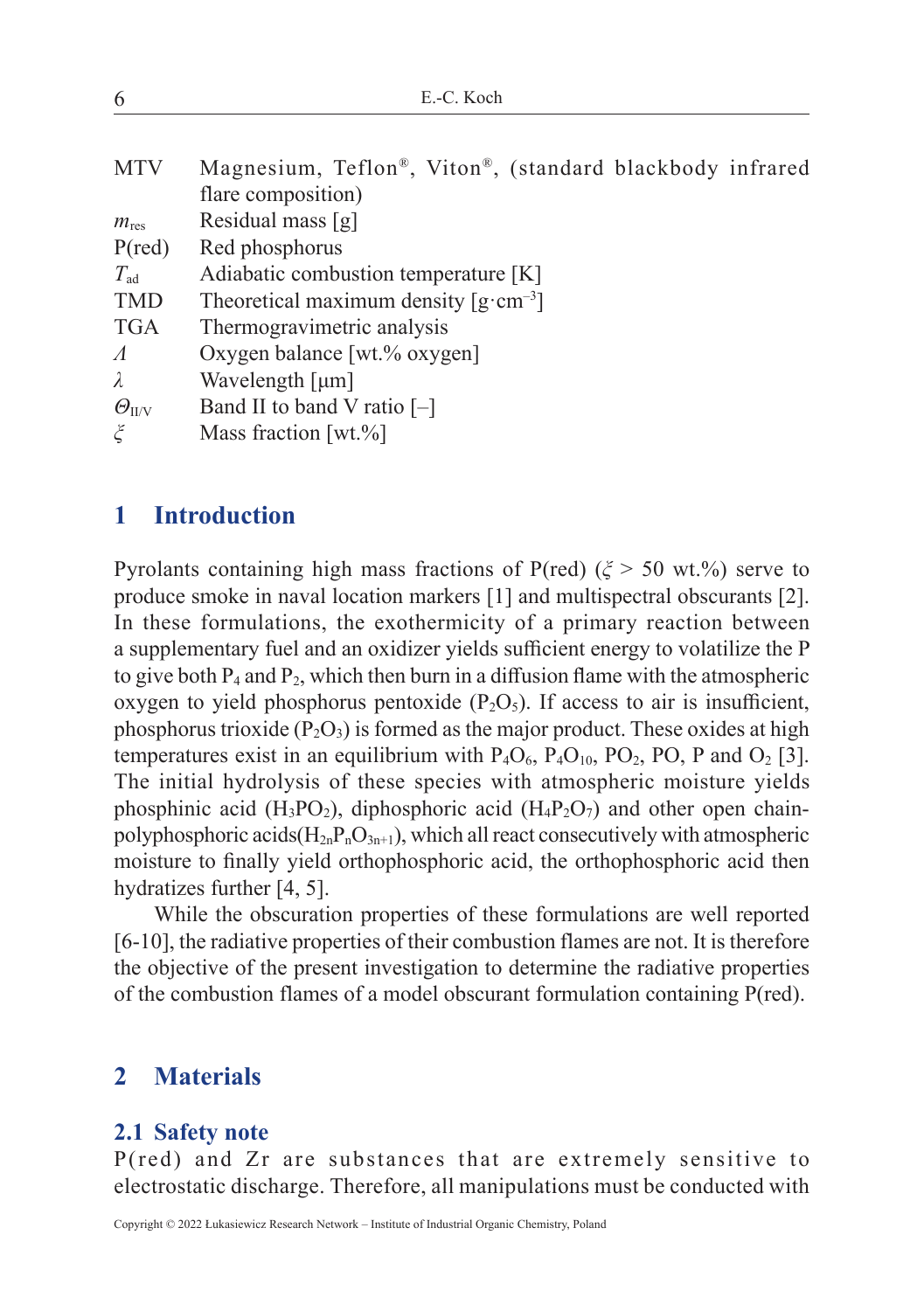| | |
|---|---|
| MTV | Magnesium, Teflon®, Viton®, (standard blackbody infrared flare composition) |
| $m_{res}$ | Residual mass [g] |
| P(red) | Red phosphorus |
| $T_{ad}$ | Adiabatic combustion temperature [K] |
| TMD | Theoretical maximum density [g·cm$^{-3}$] |
| TGA | Thermogravimetric analysis |
| $\Lambda$ | Oxygen balance [wt.% oxygen] |
| $\lambda$ | Wavelength [µm] |
| $\Theta_{II/V}$ | Band II to band V ratio [–] |
| $\xi$ | Mass fraction [wt.%] |

## 1 Introduction

Pyrolants containing high mass fractions of P(red) ($\xi$ > 50 wt.%) serve to produce smoke in naval location markers [1] and multispectral obscurants [2]. In these formulations, the exothermicity of a primary reaction between a supplementary fuel and an oxidizer yields sufficient energy to volatilize the P to give both $P_4$ and $P_2$, which then burn in a diffusion flame with the atmospheric oxygen to yield phosphorus pentoxide ($P_2O_5$). If access to air is insufficient, phosphorus trioxide ($P_2O_3$) is formed as the major product. These oxides at high temperatures exist in an equilibrium with $P_4O_6$, $P_4O_{10}$, $PO_2$, PO, P and $O_2$ [3]. The initial hydrolysis of these species with atmospheric moisture yields phosphinic acid ($H_3PO_2$), diphosphoric acid ($H_4P_2O_7$) and other open chain-polyphosphoric acids($H_{2n}P_nO_{3n+1}$), which all react consecutively with atmospheric moisture to finally yield orthophosphoric acid, the orthophosphoric acid then hydratizes further [4, 5].

While the obscuration properties of these formulations are well reported [6-10], the radiative properties of their combustion flames are not. It is therefore the objective of the present investigation to determine the radiative properties of the combustion flames of a model obscurant formulation containing P(red).

## 2 Materials

### 2.1 Safety note

P(red) and Zr are substances that are extremely sensitive to electrostatic discharge. Therefore, all manipulations must be conducted with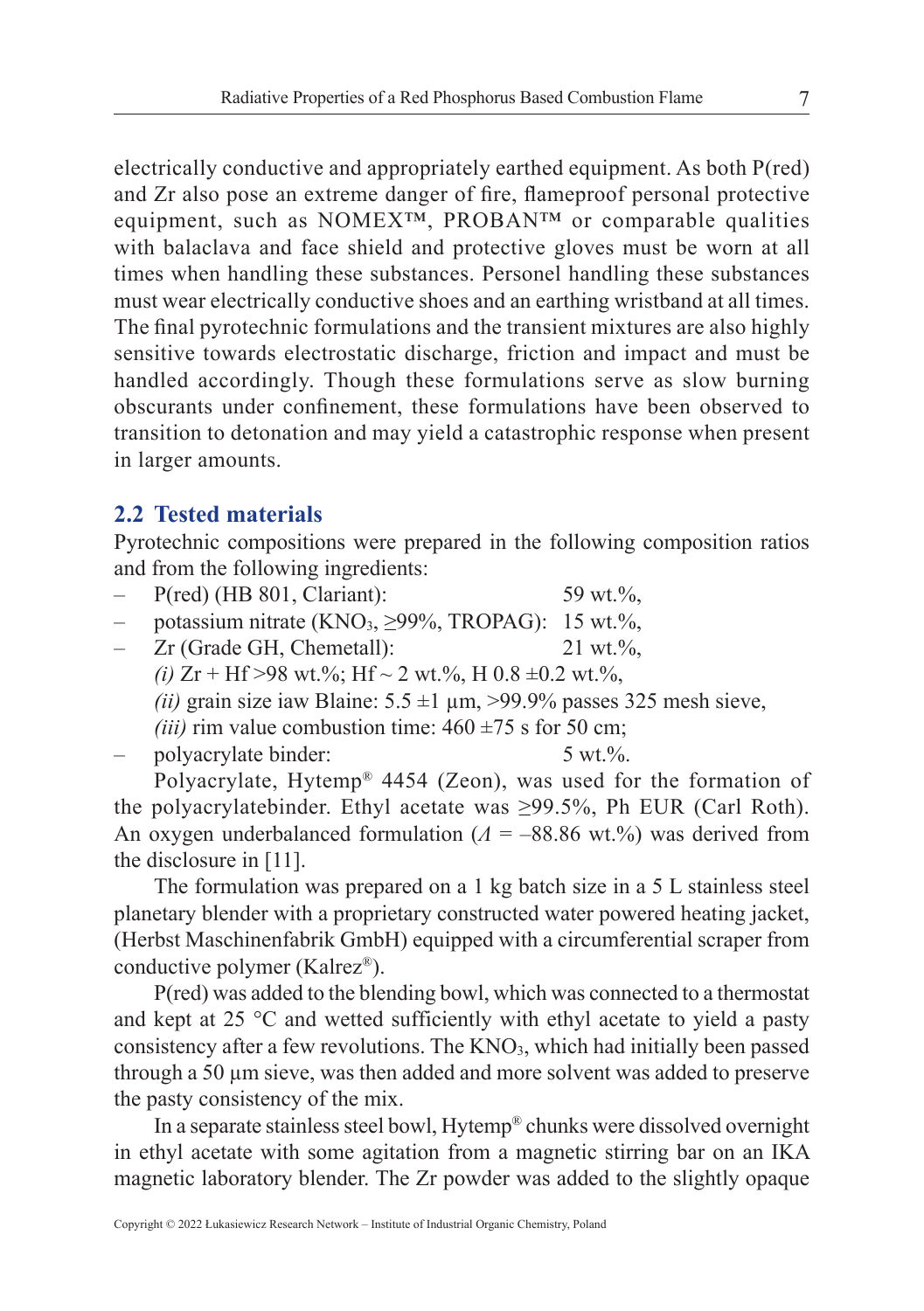electrically conductive and appropriately earthed equipment. As both P(red) and Zr also pose an extreme danger of fire, flameproof personal protective equipment, such as NOMEX™, PROBAN™ or comparable qualities with balaclava and face shield and protective gloves must be worn at all times when handling these substances. Personel handling these substances must wear electrically conductive shoes and an earthing wristband at all times. The final pyrotechnic formulations and the transient mixtures are also highly sensitive towards electrostatic discharge, friction and impact and must be handled accordingly. Though these formulations serve as slow burning obscurants under confinement, these formulations have been observed to transition to detonation and may yield a catastrophic response when present in larger amounts.

## 2.2 Tested materials

Pyrotechnic compositions were prepared in the following composition ratios and from the following ingredients:

- P(red) (HB 801, Clariant): 59 wt.%,
- potassium nitrate ($KNO_3$, ≥99%, TROPAG): 15 wt.%,
- Zr (Grade GH, Chemetall): 21 wt.%,
  *(i)* Zr + Hf >98 wt.%; Hf ~ 2 wt.%, H 0.8 ±0.2 wt.%,
  *(ii)* grain size iaw Blaine: 5.5 ±1 µm, >99.9% passes 325 mesh sieve,
  *(iii)* rim value combustion time: 460 ±75 s for 50 cm;
- polyacrylate binder: 5 wt.%.

Polyacrylate, Hytemp® 4454 (Zeon), was used for the formation of the polyacrylatebinder. Ethyl acetate was ≥99.5%, Ph EUR (Carl Roth). An oxygen underbalanced formulation ($\Lambda$ = –88.86 wt.%) was derived from the disclosure in [11].

The formulation was prepared on a 1 kg batch size in a 5 L stainless steel planetary blender with a proprietary constructed water powered heating jacket, (Herbst Maschinenfabrik GmbH) equipped with a circumferential scraper from conductive polymer (Kalrez®).

P(red) was added to the blending bowl, which was connected to a thermostat and kept at 25 °C and wetted sufficiently with ethyl acetate to yield a pasty consistency after a few revolutions. The $KNO_3$, which had initially been passed through a 50 µm sieve, was then added and more solvent was added to preserve the pasty consistency of the mix.

In a separate stainless steel bowl, Hytemp® chunks were dissolved overnight in ethyl acetate with some agitation from a magnetic stirring bar on an IKA magnetic laboratory blender. The Zr powder was added to the slightly opaque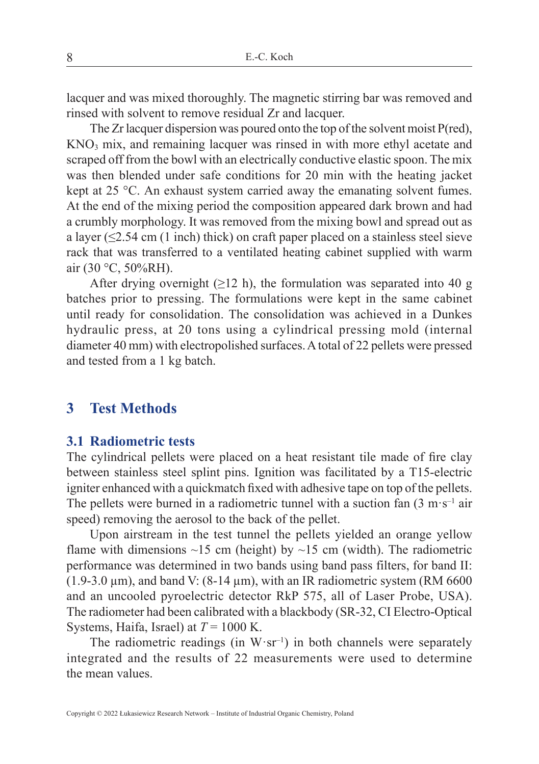lacquer and was mixed thoroughly. The magnetic stirring bar was removed and rinsed with solvent to remove residual Zr and lacquer.

The Zr lacquer dispersion was poured onto the top of the solvent moist P(red), $KNO_3$ mix, and remaining lacquer was rinsed in with more ethyl acetate and scraped off from the bowl with an electrically conductive elastic spoon. The mix was then blended under safe conditions for 20 min with the heating jacket kept at 25 °C. An exhaust system carried away the emanating solvent fumes. At the end of the mixing period the composition appeared dark brown and had a crumbly morphology. It was removed from the mixing bowl and spread out as a layer (≤2.54 cm (1 inch) thick) on craft paper placed on a stainless steel sieve rack that was transferred to a ventilated heating cabinet supplied with warm air (30 °C, 50%RH).

After drying overnight (≥12 h), the formulation was separated into 40 g batches prior to pressing. The formulations were kept in the same cabinet until ready for consolidation. The consolidation was achieved in a Dunkes hydraulic press, at 20 tons using a cylindrical pressing mold (internal diameter 40 mm) with electropolished surfaces. A total of 22 pellets were pressed and tested from a 1 kg batch.

## 3 Test Methods

### 3.1 Radiometric tests

The cylindrical pellets were placed on a heat resistant tile made of fire clay between stainless steel splint pins. Ignition was facilitated by a T15-electric igniter enhanced with a quickmatch fixed with adhesive tape on top of the pellets. The pellets were burned in a radiometric tunnel with a suction fan (3 $m \cdot s^{-1}$ air speed) removing the aerosol to the back of the pellet.

Upon airstream in the test tunnel the pellets yielded an orange yellow flame with dimensions ~15 cm (height) by ~15 cm (width). The radiometric performance was determined in two bands using band pass filters, for band II: (1.9-3.0 µm), and band V: (8-14 µm), with an IR radiometric system (RM 6600 and an uncooled pyroelectric detector RkP 575, all of Laser Probe, USA). The radiometer had been calibrated with a blackbody (SR-32, CI Electro-Optical Systems, Haifa, Israel) at $T = 1000$ K.

The radiometric readings (in $W \cdot sr^{-1}$) in both channels were separately integrated and the results of 22 measurements were used to determine the mean values.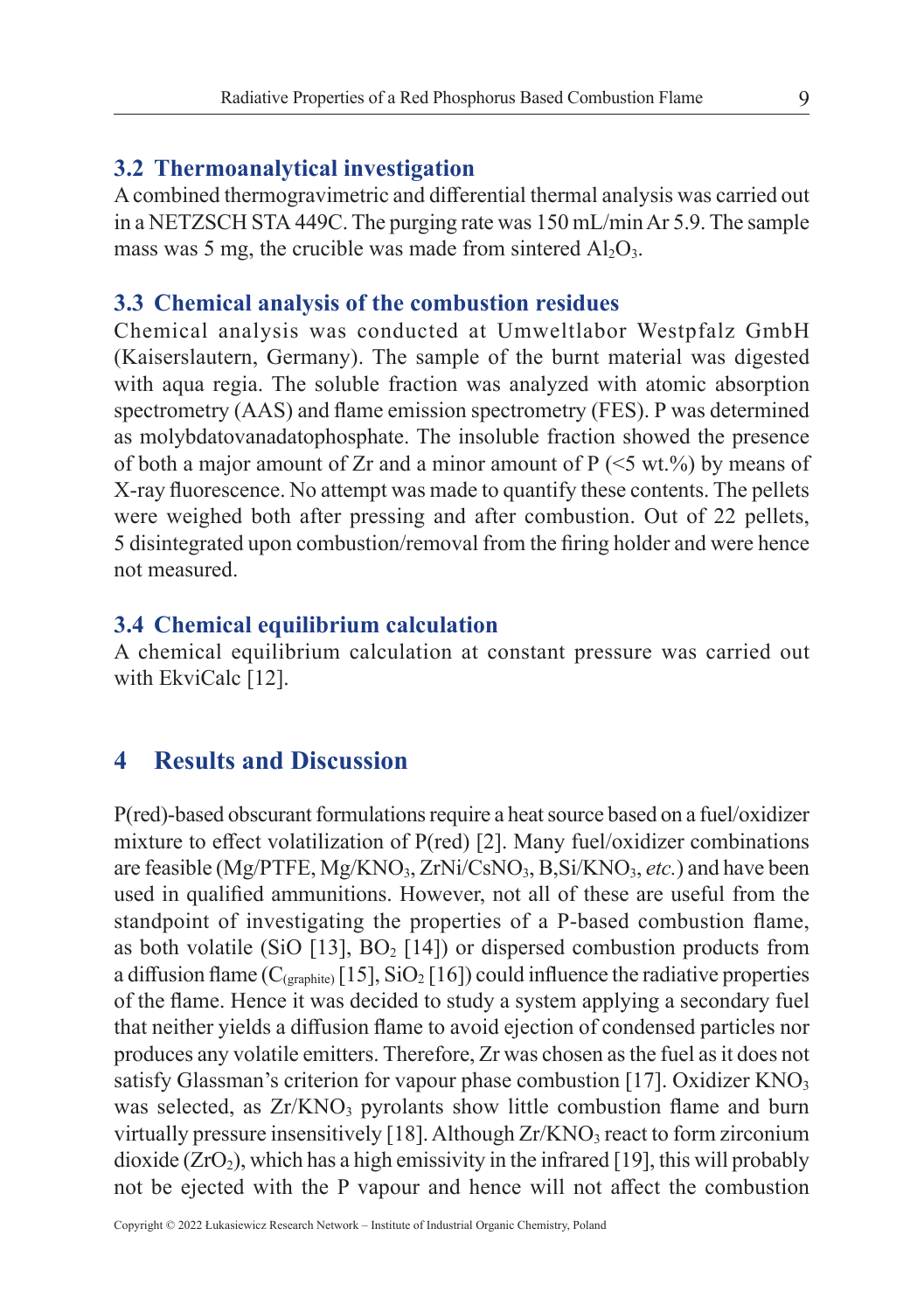### 3.2 Thermoanalytical investigation

A combined thermogravimetric and differential thermal analysis was carried out in a NETZSCH STA 449C. The purging rate was 150 mL/min Ar 5.9. The sample mass was 5 mg, the crucible was made from sintered $Al_2O_3$.

### 3.3 Chemical analysis of the combustion residues

Chemical analysis was conducted at Umweltlabor Westpfalz GmbH (Kaiserslautern, Germany). The sample of the burnt material was digested with aqua regia. The soluble fraction was analyzed with atomic absorption spectrometry (AAS) and flame emission spectrometry (FES). P was determined as molybdatovanadatophosphate. The insoluble fraction showed the presence of both a major amount of Zr and a minor amount of P (<5 wt.%) by means of X-ray fluorescence. No attempt was made to quantify these contents. The pellets were weighed both after pressing and after combustion. Out of 22 pellets, 5 disintegrated upon combustion/removal from the firing holder and were hence not measured.

### 3.4 Chemical equilibrium calculation

A chemical equilibrium calculation at constant pressure was carried out with EkviCalc [12].

## 4 Results and Discussion

P(red)-based obscurant formulations require a heat source based on a fuel/oxidizer mixture to effect volatilization of P(red) [2]. Many fuel/oxidizer combinations are feasible (Mg/PTFE, Mg/$KNO_3$, ZrNi/$CsNO_3$, B,Si/$KNO_3$, *etc.*) and have been used in qualified ammunitions. However, not all of these are useful from the standpoint of investigating the properties of a P-based combustion flame, as both volatile (SiO [13], $BO_2$ [14]) or dispersed combustion products from a diffusion flame ($C_{(graphite)}$ [15], $SiO_2$ [16]) could influence the radiative properties of the flame. Hence it was decided to study a system applying a secondary fuel that neither yields a diffusion flame to avoid ejection of condensed particles nor produces any volatile emitters. Therefore, Zr was chosen as the fuel as it does not satisfy Glassman's criterion for vapour phase combustion [17]. Oxidizer $KNO_3$ was selected, as Zr/$KNO_3$ pyrolants show little combustion flame and burn virtually pressure insensitively [18]. Although Zr/$KNO_3$ react to form zirconium dioxide ($ZrO_2$), which has a high emissivity in the infrared [19], this will probably not be ejected with the P vapour and hence will not affect the combustion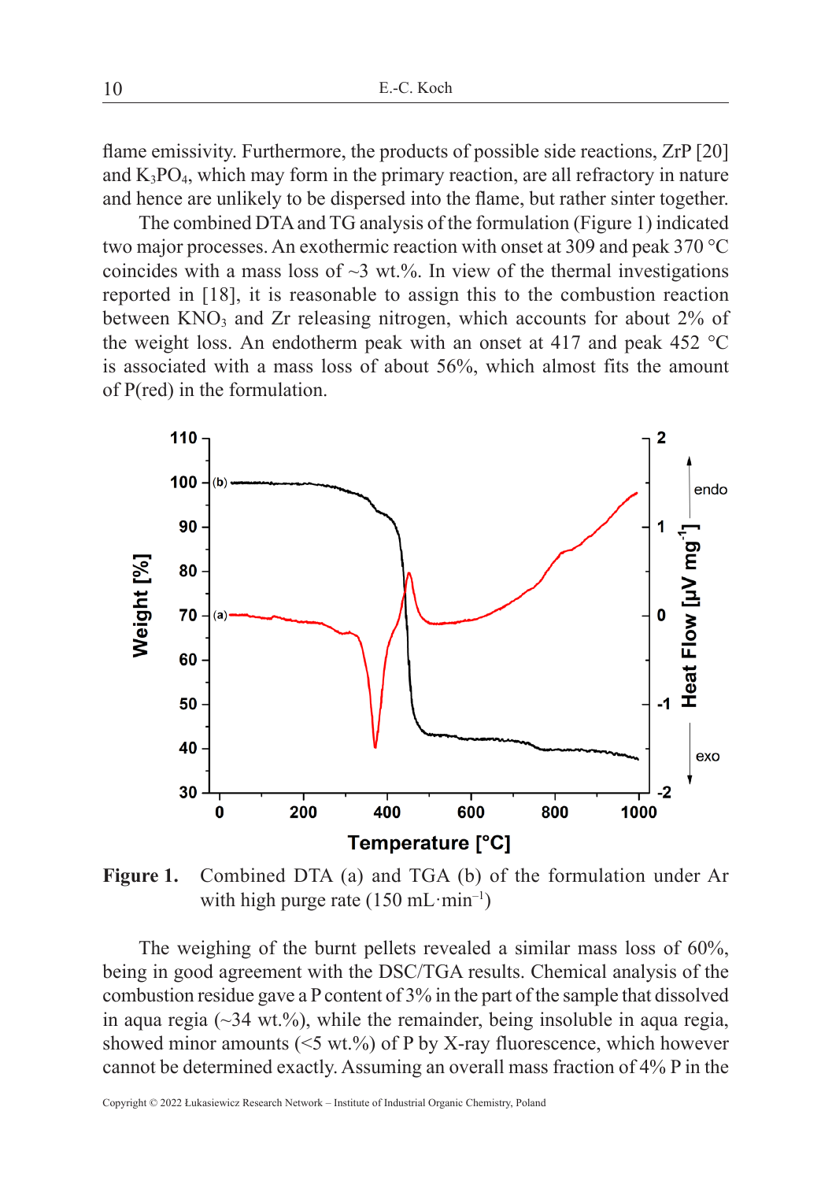flame emissivity. Furthermore, the products of possible side reactions, ZrP [20] and $K_3PO_4$, which may form in the primary reaction, are all refractory in nature and hence are unlikely to be dispersed into the flame, but rather sinter together.

The combined DTA and TG analysis of the formulation (Figure 1) indicated two major processes. An exothermic reaction with onset at 309 and peak 370 °C coincides with a mass loss of ~3 wt.%. In view of the thermal investigations reported in [18], it is reasonable to assign this to the combustion reaction between $KNO_3$ and Zr releasing nitrogen, which accounts for about 2% of the weight loss. An endotherm peak with an onset at 417 and peak 452 °C is associated with a mass loss of about 56%, which almost fits the amount of P(red) in the formulation.

**Figure 1.** Combined DTA (a) and TGA (b) of the formulation under Ar with high purge rate (150 mL·min$^{-1}$)

The weighing of the burnt pellets revealed a similar mass loss of 60%, being in good agreement with the DSC/TGA results. Chemical analysis of the combustion residue gave a P content of 3% in the part of the sample that dissolved in aqua regia (~34 wt.%), while the remainder, being insoluble in aqua regia, showed minor amounts (<5 wt.%) of P by X-ray fluorescence, which however cannot be determined exactly. Assuming an overall mass fraction of 4% P in the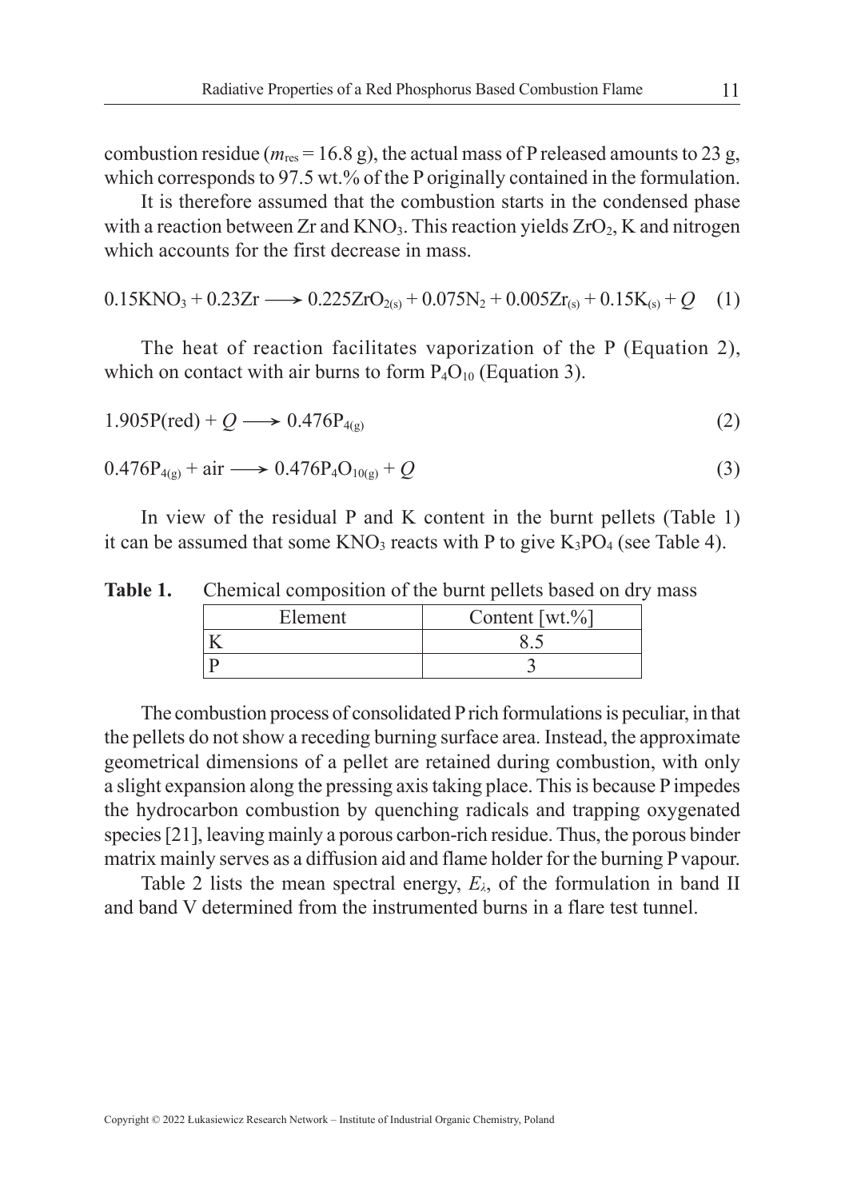combustion residue ($m_{res}$ = 16.8 g), the actual mass of P released amounts to 23 g, which corresponds to 97.5 wt.% of the P originally contained in the formulation.

It is therefore assumed that the combustion starts in the condensed phase with a reaction between Zr and $KNO_3$. This reaction yields $ZrO_2$, K and nitrogen which accounts for the first decrease in mass.

$$0.15KNO_3 + 0.23Zr \longrightarrow 0.225ZrO_{2(s)} + 0.075N_2 + 0.005Zr_{(s)} + 0.15K_{(s)} + Q \quad (1)$$

The heat of reaction facilitates vaporization of the P (Equation 2), which on contact with air burns to form $P_4O_{10}$ (Equation 3).

$$1.905P(red) + Q \longrightarrow 0.476P_{4(g)} \quad (2)$$

$$0.476P_{4(g)} + air \longrightarrow 0.476P_4O_{10(g)} + Q \quad (3)$$

In view of the residual P and K content in the burnt pellets (Table 1) it can be assumed that some $KNO_3$ reacts with P to give $K_3PO_4$ (see Table 4).

**Table 1.** Chemical composition of the burnt pellets based on dry mass

| Element | Content [wt.%] |
|---|---|
| K | 8.5 |
| P | 3 |

The combustion process of consolidated P rich formulations is peculiar, in that the pellets do not show a receding burning surface area. Instead, the approximate geometrical dimensions of a pellet are retained during combustion, with only a slight expansion along the pressing axis taking place. This is because P impedes the hydrocarbon combustion by quenching radicals and trapping oxygenated species [21], leaving mainly a porous carbon-rich residue. Thus, the porous binder matrix mainly serves as a diffusion aid and flame holder for the burning P vapour.

Table 2 lists the mean spectral energy, $E_\lambda$, of the formulation in band II and band V determined from the instrumented burns in a flare test tunnel.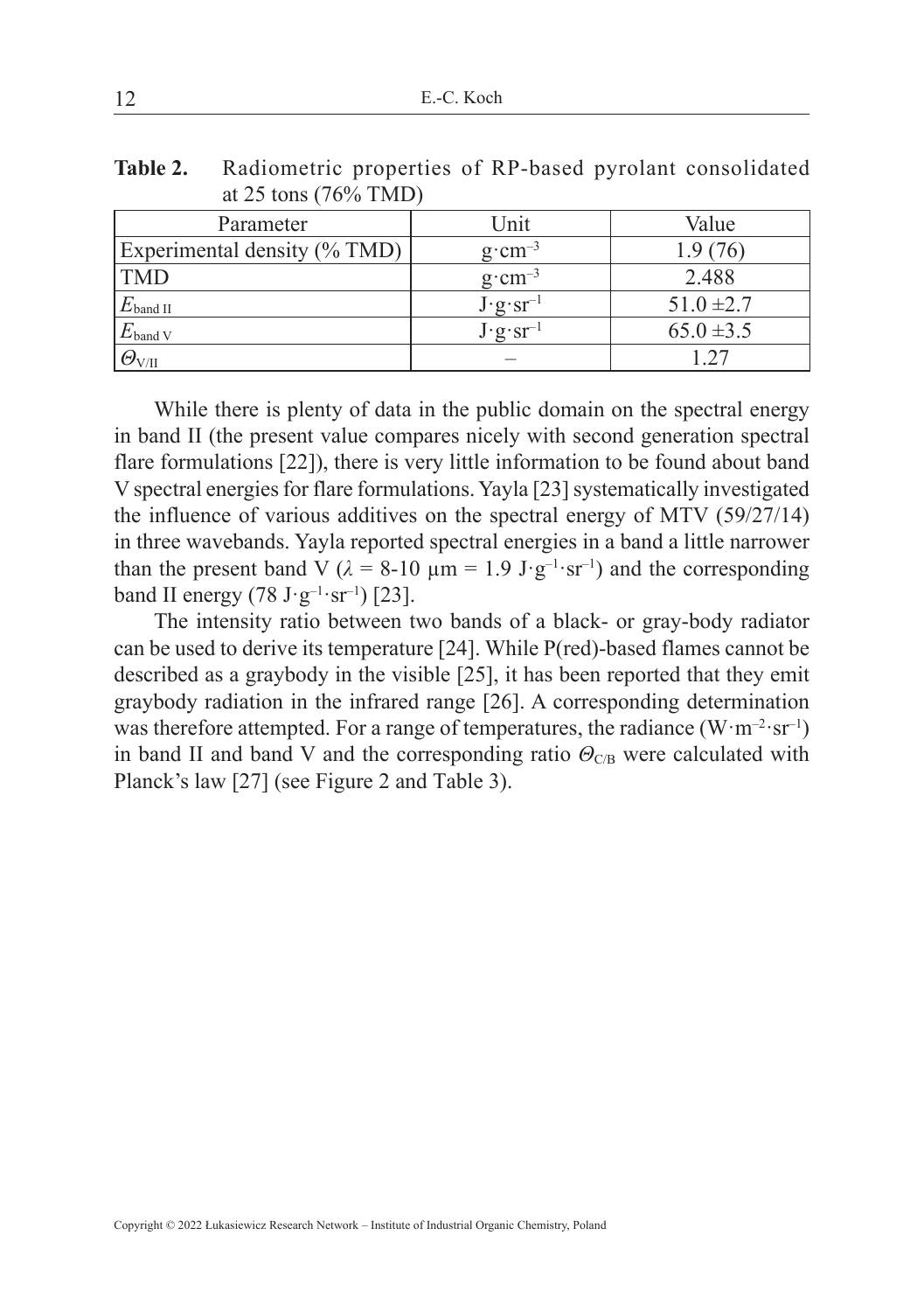**Table 2.** Radiometric properties of RP-based pyrolant consolidated at 25 tons (76% TMD)

| Parameter | Unit | Value |
|---|---|---|
| Experimental density (% TMD) | $g \cdot cm^{-3}$ | 1.9 (76) |
| TMD | $g \cdot cm^{-3}$ | 2.488 |
| $E_{\text{band II}}$ | $J \cdot g \cdot sr^{-1}$ | 51.0 ±2.7 |
| $E_{\text{band V}}$ | $J \cdot g \cdot sr^{-1}$ | 65.0 ±3.5 |
| $\Theta_{\text{V/II}}$ | – | 1.27 |

While there is plenty of data in the public domain on the spectral energy in band II (the present value compares nicely with second generation spectral flare formulations [22]), there is very little information to be found about band V spectral energies for flare formulations. Yayla [23] systematically investigated the influence of various additives on the spectral energy of MTV (59/27/14) in three wavebands. Yayla reported spectral energies in a band a little narrower than the present band V ($\lambda$ = 8-10 μm = 1.9 $J \cdot g^{-1} \cdot sr^{-1}$) and the corresponding band II energy (78 $J \cdot g^{-1} \cdot sr^{-1}$) [23].

The intensity ratio between two bands of a black- or gray-body radiator can be used to derive its temperature [24]. While P(red)-based flames cannot be described as a graybody in the visible [25], it has been reported that they emit graybody radiation in the infrared range [26]. A corresponding determination was therefore attempted. For a range of temperatures, the radiance ($W \cdot m^{-2} \cdot sr^{-1}$) in band II and band V and the corresponding ratio $\Theta_{C/B}$ were calculated with Planck's law [27] (see Figure 2 and Table 3).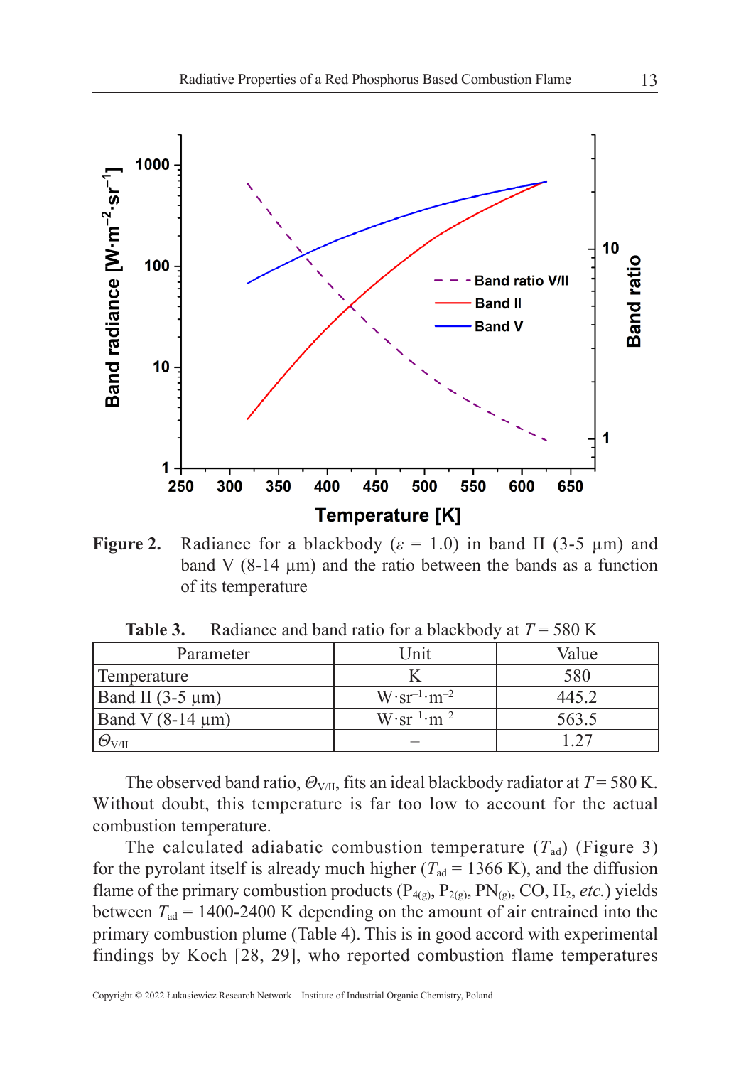**Figure 2.** Radiance for a blackbody ($\varepsilon$ = 1.0) in band II (3-5 μm) and band V (8-14 μm) and the ratio between the bands as a function of its temperature

**Table 3.** Radiance and band ratio for a blackbody at $T$ = 580 K

| Parameter | Unit | Value |
|---|---|---|
| Temperature | K | 580 |
| Band II (3-5 μm) | $W \cdot sr^{-1} \cdot m^{-2}$ | 445.2 |
| Band V (8-14 μm) | $W \cdot sr^{-1} \cdot m^{-2}$ | 563.5 |
| $\Theta_{V/II}$ | – | 1.27 |

The observed band ratio, $\Theta_{V/II}$, fits an ideal blackbody radiator at $T$ = 580 K. Without doubt, this temperature is far too low to account for the actual combustion temperature.

The calculated adiabatic combustion temperature ($T_{ad}$) (Figure 3) for the pyrolant itself is already much higher ($T_{ad}$ = 1366 K), and the diffusion flame of the primary combustion products ($P_{4(g)}$, $P_{2(g)}$, $PN_{(g)}$, CO, $H_2$, *etc.*) yields between $T_{ad}$ = 1400-2400 K depending on the amount of air entrained into the primary combustion plume (Table 4). This is in good accord with experimental findings by Koch [28, 29], who reported combustion flame temperatures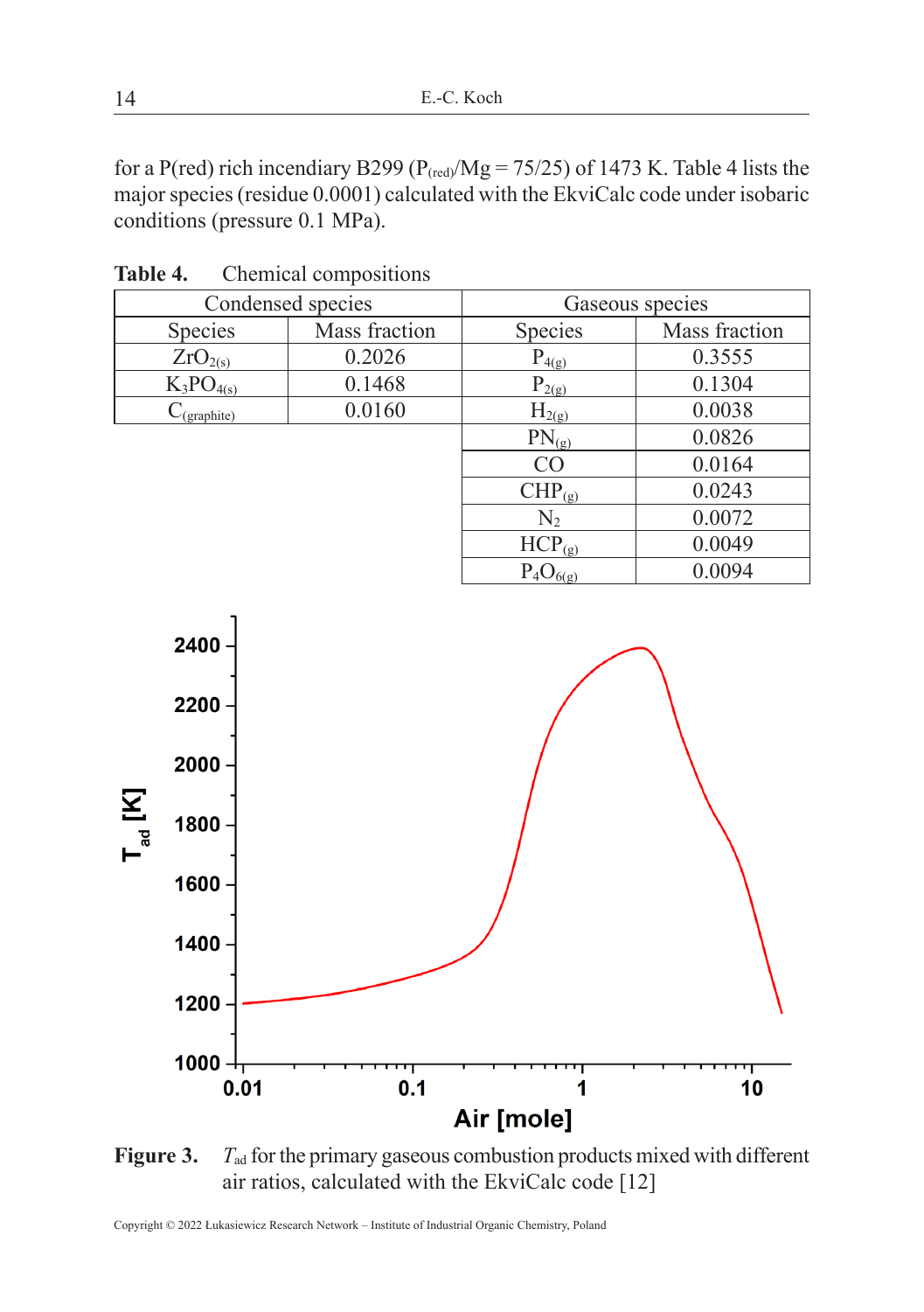for a P(red) rich incendiary B299 ($P_{(red)}$/Mg = 75/25) of 1473 K. Table 4 lists the major species (residue 0.0001) calculated with the EkviCalc code under isobaric conditions (pressure 0.1 MPa).

**Table 4.** Chemical compositions

| Condensed species | | Gaseous species | |
|---|---|---|---|
| Species | Mass fraction | Species | Mass fraction |
| $ZrO_{2(s)}$ | 0.2026 | $P_{4(g)}$ | 0.3555 |
| $K_3PO_{4(s)}$ | 0.1468 | $P_{2(g)}$ | 0.1304 |
| $C_{(graphite)}$ | 0.0160 | $H_{2(g)}$ | 0.0038 |
| | | $PN_{(g)}$ | 0.0826 |
| | | CO | 0.0164 |
| | | $CHP_{(g)}$ | 0.0243 |
| | | $N_2$ | 0.0072 |
| | | $HCP_{(g)}$ | 0.0049 |
| | | $P_4O_{6(g)}$ | 0.0094 |

**Figure 3.** $T_{ad}$ for the primary gaseous combustion products mixed with different air ratios, calculated with the EkviCalc code [12]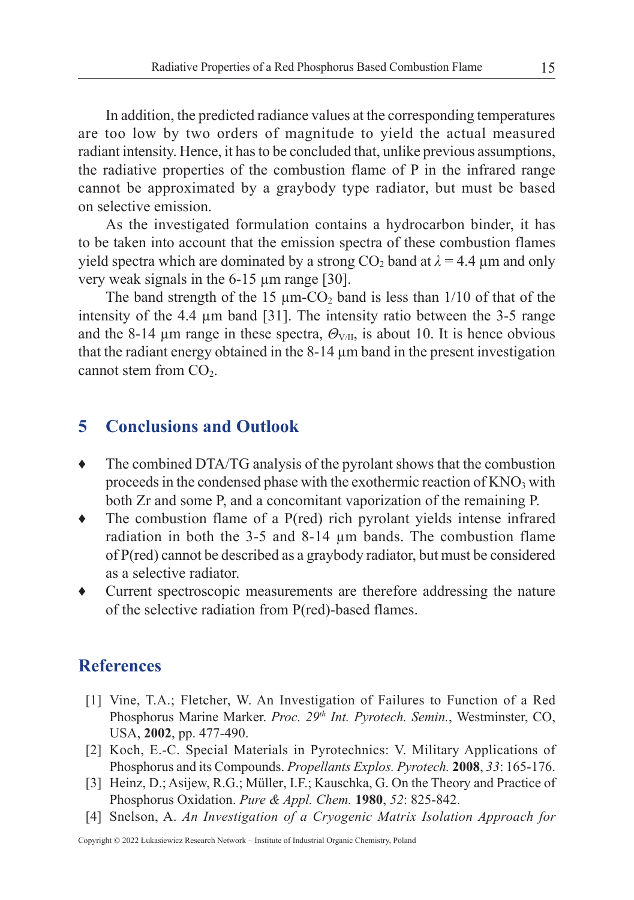In addition, the predicted radiance values at the corresponding temperatures are too low by two orders of magnitude to yield the actual measured radiant intensity. Hence, it has to be concluded that, unlike previous assumptions, the radiative properties of the combustion flame of P in the infrared range cannot be approximated by a graybody type radiator, but must be based on selective emission.

As the investigated formulation contains a hydrocarbon binder, it has to be taken into account that the emission spectra of these combustion flames yield spectra which are dominated by a strong $CO_2$ band at $\lambda = 4.4$ µm and only very weak signals in the 6-15 µm range [30].

The band strength of the 15 µm-$CO_2$ band is less than 1/10 of that of the intensity of the 4.4 µm band [31]. The intensity ratio between the 3-5 range and the 8-14 µm range in these spectra, $\Theta_{V/II}$, is about 10. It is hence obvious that the radiant energy obtained in the 8-14 µm band in the present investigation cannot stem from $CO_2$.

## 5 Conclusions and Outlook

- The combined DTA/TG analysis of the pyrolant shows that the combustion proceeds in the condensed phase with the exothermic reaction of $KNO_3$ with both Zr and some P, and a concomitant vaporization of the remaining P.
- The combustion flame of a P(red) rich pyrolant yields intense infrared radiation in both the 3-5 and 8-14 µm bands. The combustion flame of P(red) cannot be described as a graybody radiator, but must be considered as a selective radiator.
- Current spectroscopic measurements are therefore addressing the nature of the selective radiation from P(red)-based flames.

## References

[1] Vine, T.A.; Fletcher, W. An Investigation of Failures to Function of a Red Phosphorus Marine Marker. *Proc. 29th Int. Pyrotech. Semin.*, Westminster, CO, USA, **2002**, pp. 477-490.

[2] Koch, E.-C. Special Materials in Pyrotechnics: V. Military Applications of Phosphorus and its Compounds. *Propellants Explos. Pyrotech.* **2008**, *33*: 165-176.

[3] Heinz, D.; Asijew, R.G.; Müller, I.F.; Kauschka, G. On the Theory and Practice of Phosphorus Oxidation. *Pure & Appl. Chem.* **1980**, *52*: 825-842.

[4] Snelson, A. *An Investigation of a Cryogenic Matrix Isolation Approach for*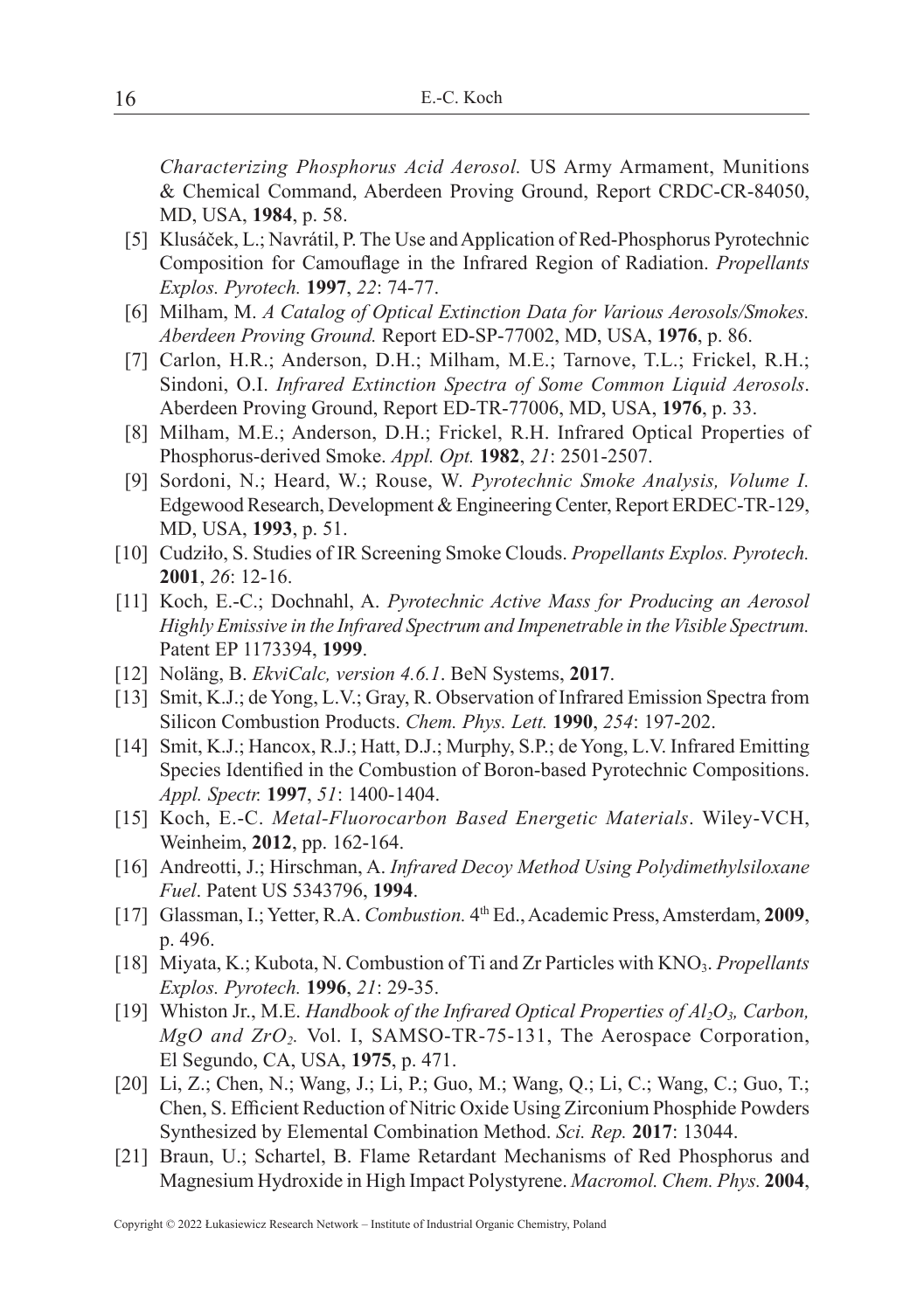*Characterizing Phosphorus Acid Aerosol.* US Army Armament, Munitions & Chemical Command, Aberdeen Proving Ground, Report CRDC-CR-84050, MD, USA, **1984**, p. 58.

[5] Klusáček, L.; Navrátil, P. The Use and Application of Red-Phosphorus Pyrotechnic Composition for Camouflage in the Infrared Region of Radiation. *Propellants Explos. Pyrotech.* **1997**, *22*: 74-77.

[6] Milham, M. *A Catalog of Optical Extinction Data for Various Aerosols/Smokes. Aberdeen Proving Ground.* Report ED-SP-77002, MD, USA, **1976**, p. 86.

[7] Carlon, H.R.; Anderson, D.H.; Milham, M.E.; Tarnove, T.L.; Frickel, R.H.; Sindoni, O.I. *Infrared Extinction Spectra of Some Common Liquid Aerosols*. Aberdeen Proving Ground, Report ED-TR-77006, MD, USA, **1976**, p. 33.

[8] Milham, M.E.; Anderson, D.H.; Frickel, R.H. Infrared Optical Properties of Phosphorus-derived Smoke. *Appl. Opt.* **1982**, *21*: 2501-2507.

[9] Sordoni, N.; Heard, W.; Rouse, W. *Pyrotechnic Smoke Analysis, Volume I.* Edgewood Research, Development & Engineering Center, Report ERDEC-TR-129, MD, USA, **1993**, p. 51.

[10] Cudziło, S. Studies of IR Screening Smoke Clouds. *Propellants Explos. Pyrotech.* **2001**, *26*: 12-16.

[11] Koch, E.-C.; Dochnahl, A. *Pyrotechnic Active Mass for Producing an Aerosol Highly Emissive in the Infrared Spectrum and Impenetrable in the Visible Spectrum.* Patent EP 1173394, **1999**.

[12] Noläng, B. *EkviCalc, version 4.6.1*. BeN Systems, **2017**.

[13] Smit, K.J.; de Yong, L.V.; Gray, R. Observation of Infrared Emission Spectra from Silicon Combustion Products. *Chem. Phys. Lett.* **1990**, *254*: 197-202.

[14] Smit, K.J.; Hancox, R.J.; Hatt, D.J.; Murphy, S.P.; de Yong, L.V. Infrared Emitting Species Identified in the Combustion of Boron-based Pyrotechnic Compositions. *Appl. Spectr.* **1997**, *51*: 1400-1404.

[15] Koch, E.-C. *Metal-Fluorocarbon Based Energetic Materials*. Wiley-VCH, Weinheim, **2012**, pp. 162-164.

[16] Andreotti, J.; Hirschman, A. *Infrared Decoy Method Using Polydimethylsiloxane Fuel*. Patent US 5343796, **1994**.

[17] Glassman, I.; Yetter, R.A. *Combustion.* 4th Ed., Academic Press, Amsterdam, **2009**, p. 496.

[18] Miyata, K.; Kubota, N. Combustion of Ti and Zr Particles with $KNO_3$. *Propellants Explos. Pyrotech.* **1996**, *21*: 29-35.

[19] Whiston Jr., M.E. *Handbook of the Infrared Optical Properties of $Al_2O_3$, Carbon, MgO and $ZrO_2$.* Vol. I, SAMSO-TR-75-131, The Aerospace Corporation, El Segundo, CA, USA, **1975**, p. 471.

[20] Li, Z.; Chen, N.; Wang, J.; Li, P.; Guo, M.; Wang, Q.; Li, C.; Wang, C.; Guo, T.; Chen, S. Efficient Reduction of Nitric Oxide Using Zirconium Phosphide Powders Synthesized by Elemental Combination Method. *Sci. Rep.* **2017**: 13044.

[21] Braun, U.; Schartel, B. Flame Retardant Mechanisms of Red Phosphorus and Magnesium Hydroxide in High Impact Polystyrene. *Macromol. Chem. Phys.* **2004**,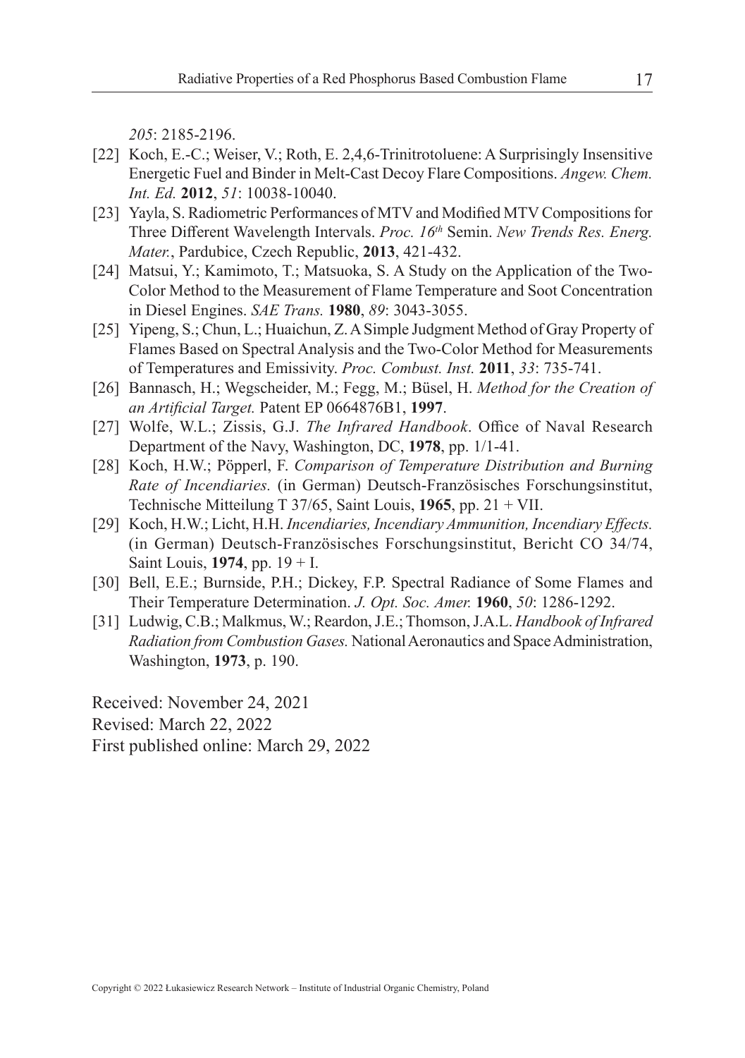*205*: 2185-2196.

[22] Koch, E.-C.; Weiser, V.; Roth, E. 2,4,6-Trinitrotoluene: A Surprisingly Insensitive Energetic Fuel and Binder in Melt-Cast Decoy Flare Compositions. *Angew. Chem. Int. Ed.* **2012**, *51*: 10038-10040.

[23] Yayla, S. Radiometric Performances of MTV and Modified MTV Compositions for Three Different Wavelength Intervals. *Proc. 16th* Semin. *New Trends Res. Energ. Mater.*, Pardubice, Czech Republic, **2013**, 421-432.

[24] Matsui, Y.; Kamimoto, T.; Matsuoka, S. A Study on the Application of the Two-Color Method to the Measurement of Flame Temperature and Soot Concentration in Diesel Engines. *SAE Trans.* **1980**, *89*: 3043-3055.

[25] Yipeng, S.; Chun, L.; Huaichun, Z. A Simple Judgment Method of Gray Property of Flames Based on Spectral Analysis and the Two-Color Method for Measurements of Temperatures and Emissivity. *Proc. Combust. Inst.* **2011**, *33*: 735-741.

[26] Bannasch, H.; Wegscheider, M.; Fegg, M.; Büsel, H. *Method for the Creation of an Artificial Target.* Patent EP 0664876B1, **1997**.

[27] Wolfe, W.L.; Zissis, G.J. *The Infrared Handbook*. Office of Naval Research Department of the Navy, Washington, DC, **1978**, pp. 1/1-41.

[28] Koch, H.W.; Pöpperl, F. *Comparison of Temperature Distribution and Burning Rate of Incendiaries.* (in German) Deutsch-Französisches Forschungsinstitut, Technische Mitteilung T 37/65, Saint Louis, **1965**, pp. 21 + VII.

[29] Koch, H.W.; Licht, H.H. *Incendiaries, Incendiary Ammunition, Incendiary Effects.* (in German) Deutsch-Französisches Forschungsinstitut, Bericht CO 34/74, Saint Louis, **1974**, pp. 19 + I.

[30] Bell, E.E.; Burnside, P.H.; Dickey, F.P. Spectral Radiance of Some Flames and Their Temperature Determination. *J. Opt. Soc. Amer.* **1960**, *50*: 1286-1292.

[31] Ludwig, C.B.; Malkmus, W.; Reardon, J.E.; Thomson, J.A.L. *Handbook of Infrared Radiation from Combustion Gases.* National Aeronautics and Space Administration, Washington, **1973**, p. 190.

Received: November 24, 2021
Revised: March 22, 2022
First published online: March 29, 2022